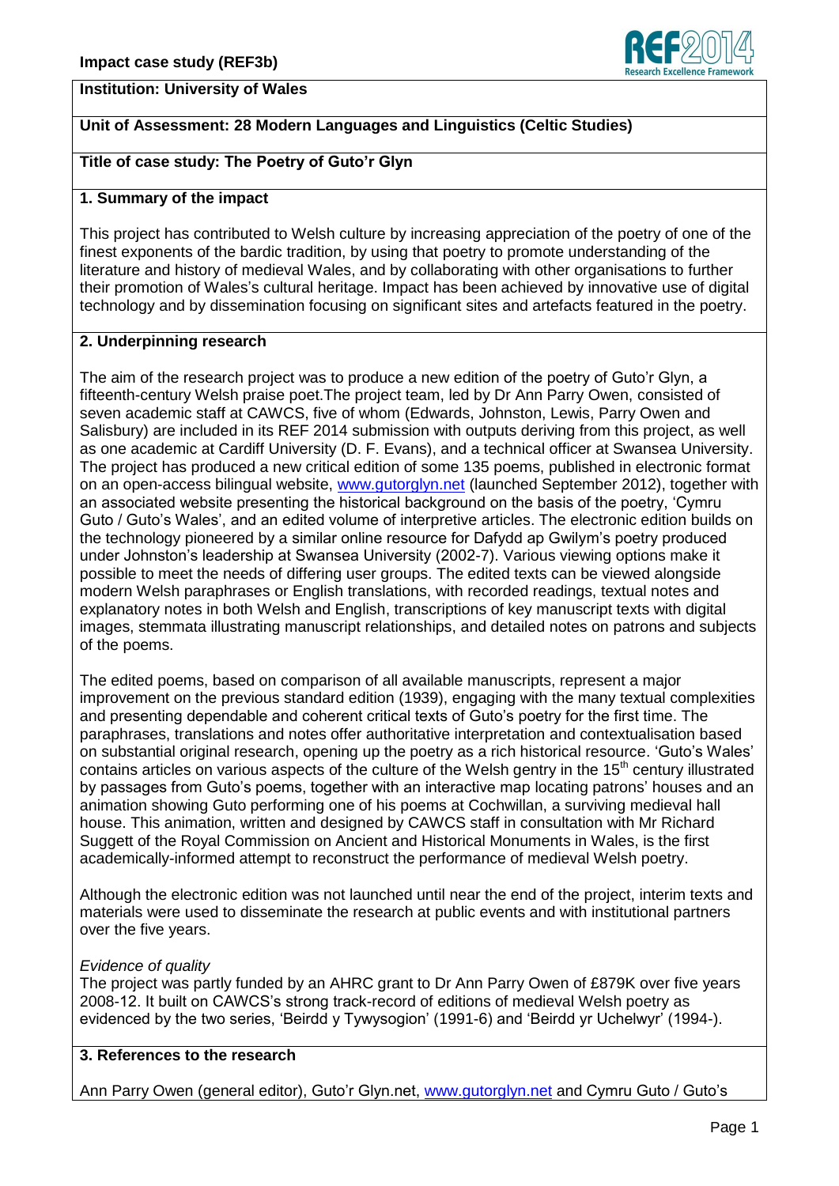**Impact case study (REF3b)**

**Institution: University of Wales**

**Unit of Assessment: 28 Modern Languages and Linguistics (Celtic Studies)**

**Title of case study: The Poetry of Guto'r Glyn**

## 1. Summary of the impact

This project has contributed to Welsh culture by increasing appreciation of the poetry of one of the finest exponents of the bardic tradition, by using that poetry to promote understanding of the literature and history of medieval Wales, and by collaborating with other organisations to further their promotion of Wales's cultural heritage. Impact has been achieved by innovative use of digital technology and by dissemination focusing on significant sites and artefacts featured in the poetry.

## 2. Underpinning research

The aim of the research project was to produce a new edition of the poetry of Guto'r Glyn, a fifteenth-century Welsh praise poet.The project team, led by Dr Ann Parry Owen, consisted of seven academic staff at CAWCS, five of whom (Edwards, Johnston, Lewis, Parry Owen and Salisbury) are included in its REF 2014 submission with outputs deriving from this project, as well as one academic at Cardiff University (D. F. Evans), and a technical officer at Swansea University. The project has produced a new critical edition of some 135 poems, published in electronic format on an open-access bilingual website, www.gutorglyn.net (launched September 2012), together with an associated website presenting the historical background on the basis of the poetry, 'Cymru Guto / Guto's Wales', and an edited volume of interpretive articles. The electronic edition builds on the technology pioneered by a similar online resource for Dafydd ap Gwilym's poetry produced under Johnston's leadership at Swansea University (2002-7). Various viewing options make it possible to meet the needs of differing user groups. The edited texts can be viewed alongside modern Welsh paraphrases or English translations, with recorded readings, textual notes and explanatory notes in both Welsh and English, transcriptions of key manuscript texts with digital images, stemmata illustrating manuscript relationships, and detailed notes on patrons and subjects of the poems.

The edited poems, based on comparison of all available manuscripts, represent a major improvement on the previous standard edition (1939), engaging with the many textual complexities and presenting dependable and coherent critical texts of Guto's poetry for the first time. The paraphrases, translations and notes offer authoritative interpretation and contextualisation based on substantial original research, opening up the poetry as a rich historical resource. 'Guto's Wales' contains articles on various aspects of the culture of the Welsh gentry in the 15th century illustrated by passages from Guto's poems, together with an interactive map locating patrons' houses and an animation showing Guto performing one of his poems at Cochwillan, a surviving medieval hall house. This animation, written and designed by CAWCS staff in consultation with Mr Richard Suggett of the Royal Commission on Ancient and Historical Monuments in Wales, is the first academically-informed attempt to reconstruct the performance of medieval Welsh poetry.

Although the electronic edition was not launched until near the end of the project, interim texts and materials were used to disseminate the research at public events and with institutional partners over the five years.

*Evidence of quality*

The project was partly funded by an AHRC grant to Dr Ann Parry Owen of £879K over five years 2008-12. It built on CAWCS's strong track-record of editions of medieval Welsh poetry as evidenced by the two series, 'Beirdd y Tywysogion' (1991-6) and 'Beirdd yr Uchelwyr' (1994-).

## 3. References to the research

Ann Parry Owen (general editor), Guto'r Glyn.net, www.gutorglyn.net and Cymru Guto / Guto's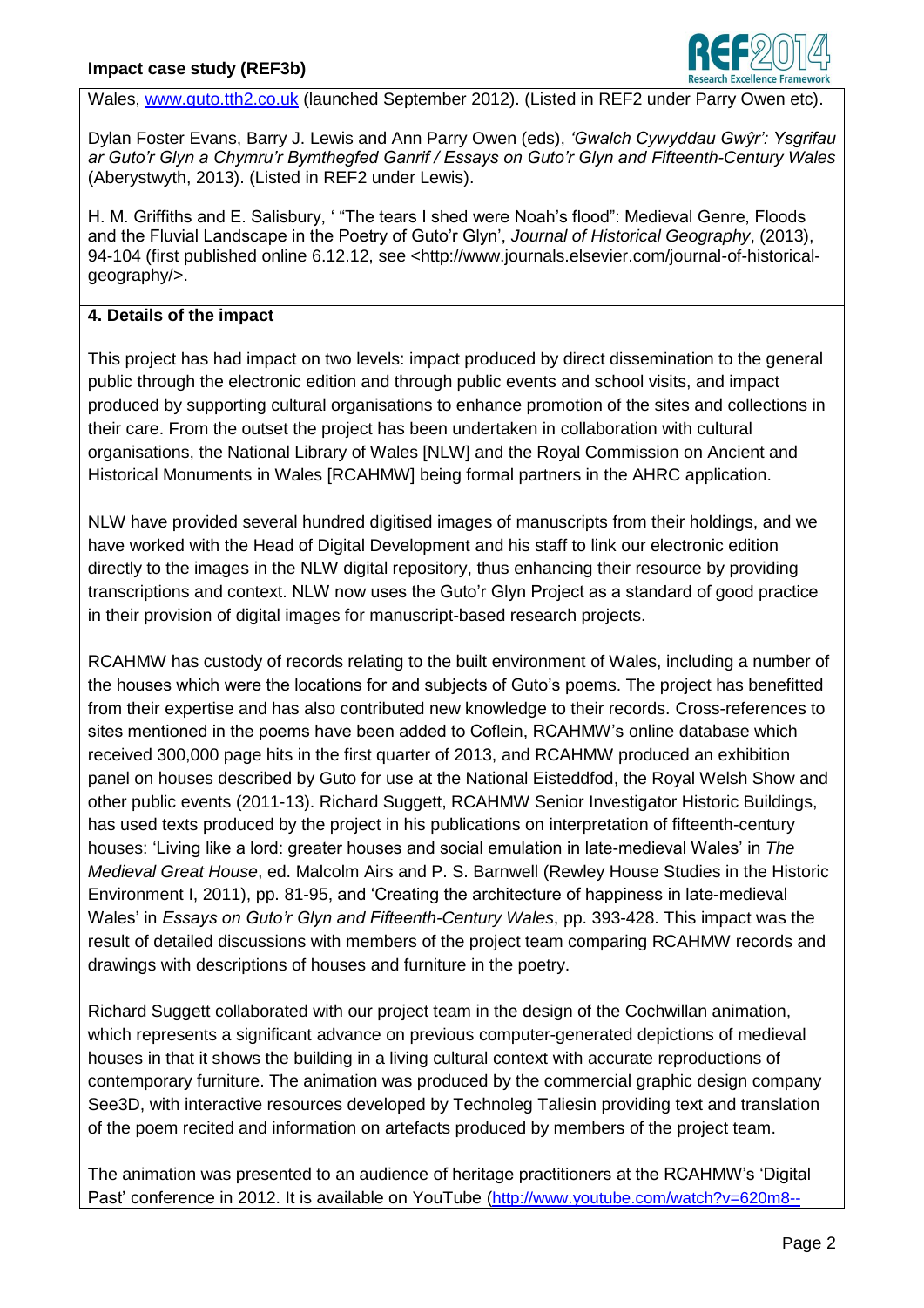Wales, www.guto.tth2.co.uk (launched September 2012). (Listed in REF2 under Parry Owen etc).

Dylan Foster Evans, Barry J. Lewis and Ann Parry Owen (eds), *'Gwalch Cywyddau Gwŷr': Ysgrifau ar Guto'r Glyn a Chymru'r Bymthegfed Ganrif / Essays on Guto'r Glyn and Fifteenth-Century Wales* (Aberystwyth, 2013). (Listed in REF2 under Lewis).

H. M. Griffiths and E. Salisbury, ' "The tears I shed were Noah's flood": Medieval Genre, Floods and the Fluvial Landscape in the Poetry of Guto'r Glyn', *Journal of Historical Geography*, (2013), 94-104 (first published online 6.12.12, see <http://www.journals.elsevier.com/journal-of-historical-geography/>.

**4. Details of the impact**

This project has had impact on two levels: impact produced by direct dissemination to the general public through the electronic edition and through public events and school visits, and impact produced by supporting cultural organisations to enhance promotion of the sites and collections in their care. From the outset the project has been undertaken in collaboration with cultural organisations, the National Library of Wales [NLW] and the Royal Commission on Ancient and Historical Monuments in Wales [RCAHMW] being formal partners in the AHRC application.

NLW have provided several hundred digitised images of manuscripts from their holdings, and we have worked with the Head of Digital Development and his staff to link our electronic edition directly to the images in the NLW digital repository, thus enhancing their resource by providing transcriptions and context. NLW now uses the Guto'r Glyn Project as a standard of good practice in their provision of digital images for manuscript-based research projects.

RCAHMW has custody of records relating to the built environment of Wales, including a number of the houses which were the locations for and subjects of Guto's poems. The project has benefitted from their expertise and has also contributed new knowledge to their records. Cross-references to sites mentioned in the poems have been added to Coflein, RCAHMW's online database which received 300,000 page hits in the first quarter of 2013, and RCAHMW produced an exhibition panel on houses described by Guto for use at the National Eisteddfod, the Royal Welsh Show and other public events (2011-13). Richard Suggett, RCAHMW Senior Investigator Historic Buildings, has used texts produced by the project in his publications on interpretation of fifteenth-century houses: 'Living like a lord: greater houses and social emulation in late-medieval Wales' in *The Medieval Great House*, ed. Malcolm Airs and P. S. Barnwell (Rewley House Studies in the Historic Environment I, 2011), pp. 81-95, and 'Creating the architecture of happiness in late-medieval Wales' in *Essays on Guto'r Glyn and Fifteenth-Century Wales*, pp. 393-428. This impact was the result of detailed discussions with members of the project team comparing RCAHMW records and drawings with descriptions of houses and furniture in the poetry.

Richard Suggett collaborated with our project team in the design of the Cochwillan animation, which represents a significant advance on previous computer-generated depictions of medieval houses in that it shows the building in a living cultural context with accurate reproductions of contemporary furniture. The animation was produced by the commercial graphic design company See3D, with interactive resources developed by Technoleg Taliesin providing text and translation of the poem recited and information on artefacts produced by members of the project team.

The animation was presented to an audience of heritage practitioners at the RCAHMW's 'Digital Past' conference in 2012. It is available on YouTube (http://www.youtube.com/watch?v=620m8--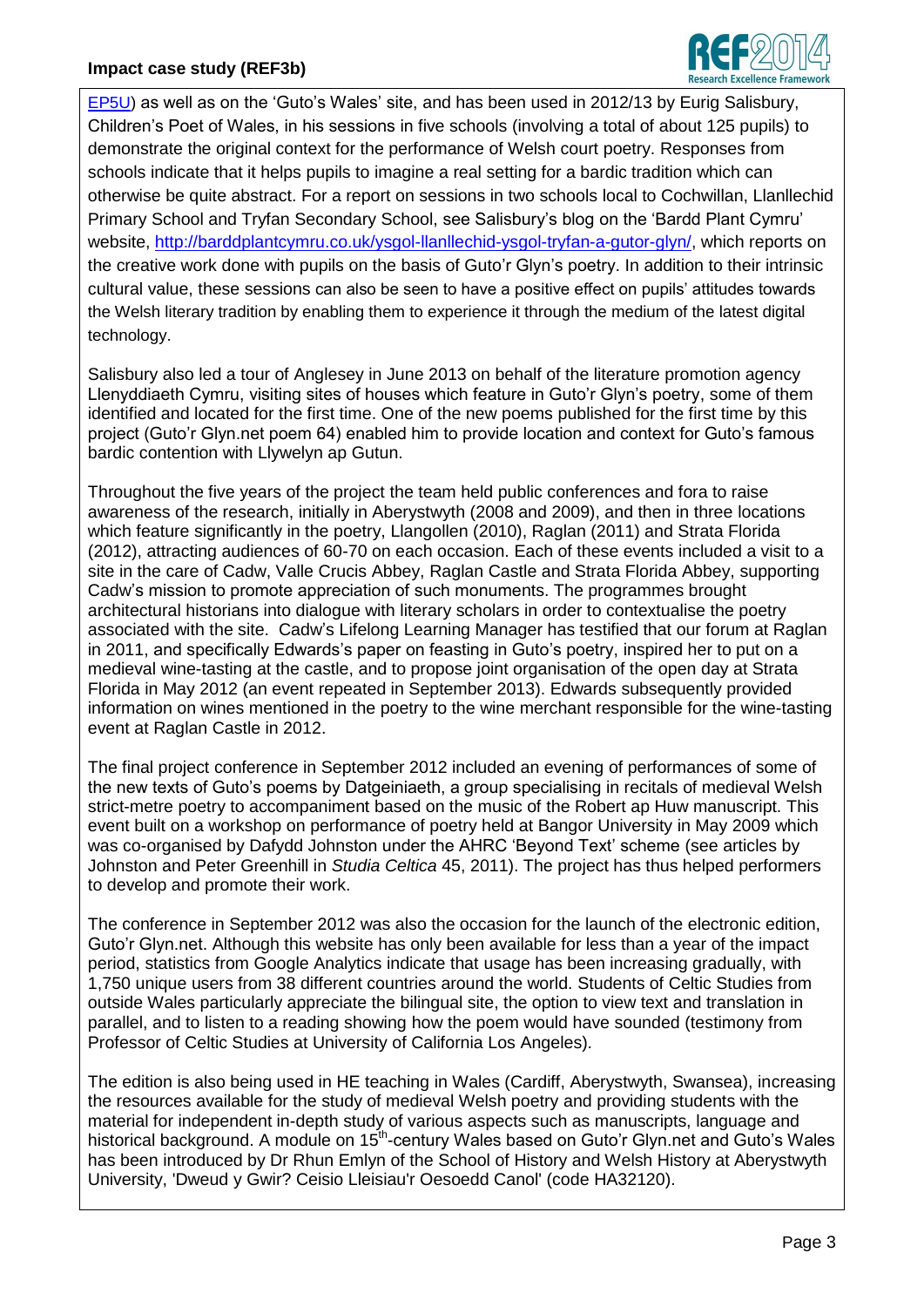EP5U) as well as on the 'Guto's Wales' site, and has been used in 2012/13 by Eurig Salisbury, Children's Poet of Wales, in his sessions in five schools (involving a total of about 125 pupils) to demonstrate the original context for the performance of Welsh court poetry. Responses from schools indicate that it helps pupils to imagine a real setting for a bardic tradition which can otherwise be quite abstract. For a report on sessions in two schools local to Cochwillan, Llanllechid Primary School and Tryfan Secondary School, see Salisbury's blog on the 'Bardd Plant Cymru' website, http://barddplantcymru.co.uk/ysgol-llanllechid-ysgol-tryfan-a-gutor-glyn/, which reports on the creative work done with pupils on the basis of Guto'r Glyn's poetry. In addition to their intrinsic cultural value, these sessions can also be seen to have a positive effect on pupils' attitudes towards the Welsh literary tradition by enabling them to experience it through the medium of the latest digital technology.

Salisbury also led a tour of Anglesey in June 2013 on behalf of the literature promotion agency Llenyddiaeth Cymru, visiting sites of houses which feature in Guto'r Glyn's poetry, some of them identified and located for the first time. One of the new poems published for the first time by this project (Guto'r Glyn.net poem 64) enabled him to provide location and context for Guto's famous bardic contention with Llywelyn ap Gutun.

Throughout the five years of the project the team held public conferences and fora to raise awareness of the research, initially in Aberystwyth (2008 and 2009), and then in three locations which feature significantly in the poetry, Llangollen (2010), Raglan (2011) and Strata Florida (2012), attracting audiences of 60-70 on each occasion. Each of these events included a visit to a site in the care of Cadw, Valle Crucis Abbey, Raglan Castle and Strata Florida Abbey, supporting Cadw's mission to promote appreciation of such monuments. The programmes brought architectural historians into dialogue with literary scholars in order to contextualise the poetry associated with the site. Cadw's Lifelong Learning Manager has testified that our forum at Raglan in 2011, and specifically Edwards's paper on feasting in Guto's poetry, inspired her to put on a medieval wine-tasting at the castle, and to propose joint organisation of the open day at Strata Florida in May 2012 (an event repeated in September 2013). Edwards subsequently provided information on wines mentioned in the poetry to the wine merchant responsible for the wine-tasting event at Raglan Castle in 2012.

The final project conference in September 2012 included an evening of performances of some of the new texts of Guto's poems by Datgeiniaeth, a group specialising in recitals of medieval Welsh strict-metre poetry to accompaniment based on the music of the Robert ap Huw manuscript. This event built on a workshop on performance of poetry held at Bangor University in May 2009 which was co-organised by Dafydd Johnston under the AHRC 'Beyond Text' scheme (see articles by Johnston and Peter Greenhill in *Studia Celtica* 45, 2011). The project has thus helped performers to develop and promote their work.

The conference in September 2012 was also the occasion for the launch of the electronic edition, Guto'r Glyn.net. Although this website has only been available for less than a year of the impact period, statistics from Google Analytics indicate that usage has been increasing gradually, with 1,750 unique users from 38 different countries around the world. Students of Celtic Studies from outside Wales particularly appreciate the bilingual site, the option to view text and translation in parallel, and to listen to a reading showing how the poem would have sounded (testimony from Professor of Celtic Studies at University of California Los Angeles).

The edition is also being used in HE teaching in Wales (Cardiff, Aberystwyth, Swansea), increasing the resources available for the study of medieval Welsh poetry and providing students with the material for independent in-depth study of various aspects such as manuscripts, language and historical background. A module on 15th-century Wales based on Guto'r Glyn.net and Guto's Wales has been introduced by Dr Rhun Emlyn of the School of History and Welsh History at Aberystwyth University, 'Dweud y Gwir? Ceisio Lleisiau'r Oesoedd Canol' (code HA32120).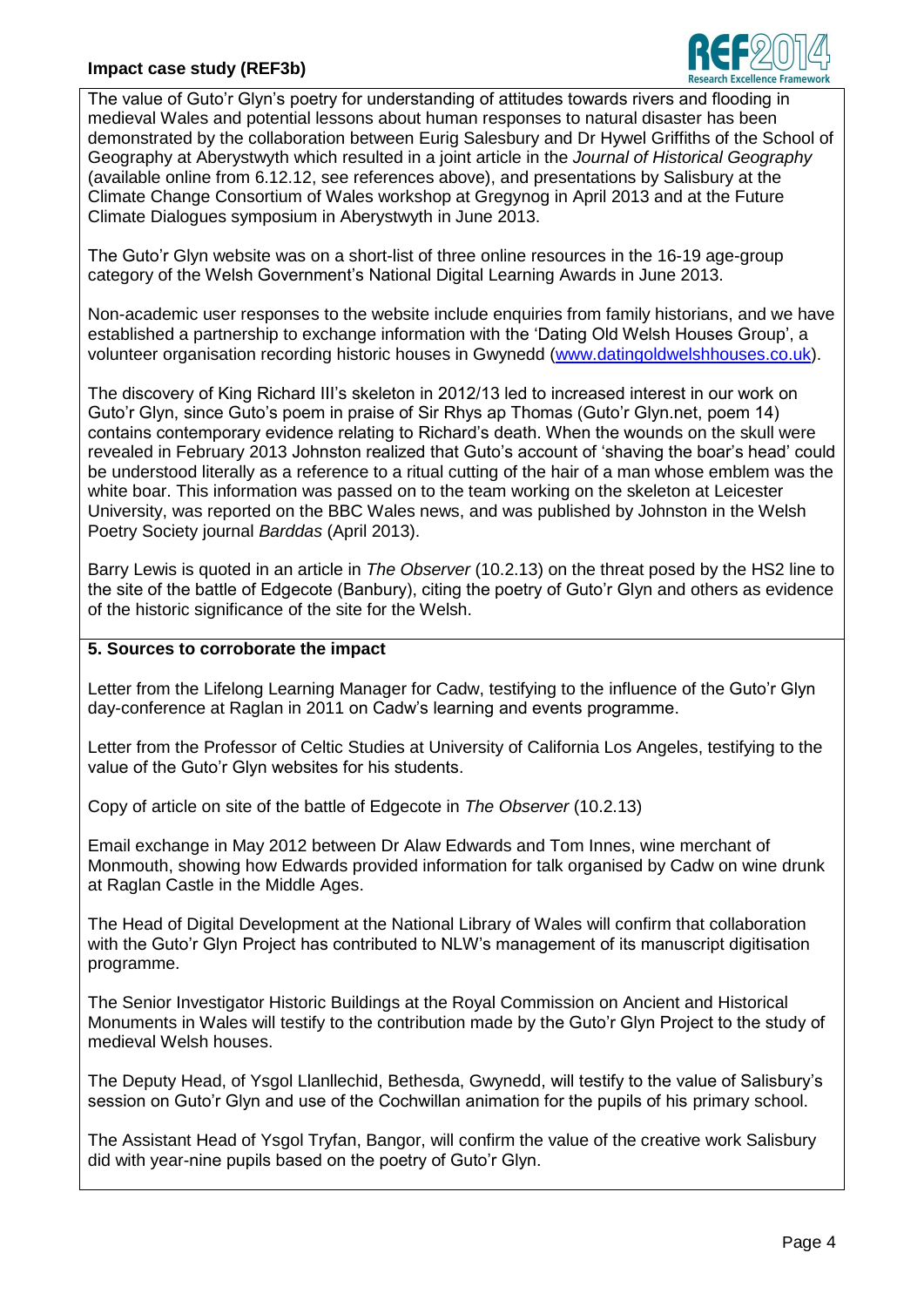The value of Guto'r Glyn's poetry for understanding of attitudes towards rivers and flooding in medieval Wales and potential lessons about human responses to natural disaster has been demonstrated by the collaboration between Eurig Salesbury and Dr Hywel Griffiths of the School of Geography at Aberystwyth which resulted in a joint article in the *Journal of Historical Geography* (available online from 6.12.12, see references above), and presentations by Salisbury at the Climate Change Consortium of Wales workshop at Gregynog in April 2013 and at the Future Climate Dialogues symposium in Aberystwyth in June 2013.

The Guto'r Glyn website was on a short-list of three online resources in the 16-19 age-group category of the Welsh Government's National Digital Learning Awards in June 2013.

Non-academic user responses to the website include enquiries from family historians, and we have established a partnership to exchange information with the 'Dating Old Welsh Houses Group', a volunteer organisation recording historic houses in Gwynedd (www.datingoldwelshhouses.co.uk).

The discovery of King Richard III's skeleton in 2012/13 led to increased interest in our work on Guto'r Glyn, since Guto's poem in praise of Sir Rhys ap Thomas (Guto'r Glyn.net, poem 14) contains contemporary evidence relating to Richard's death. When the wounds on the skull were revealed in February 2013 Johnston realized that Guto's account of 'shaving the boar's head' could be understood literally as a reference to a ritual cutting of the hair of a man whose emblem was the white boar. This information was passed on to the team working on the skeleton at Leicester University, was reported on the BBC Wales news, and was published by Johnston in the Welsh Poetry Society journal *Barddas* (April 2013).

Barry Lewis is quoted in an article in *The Observer* (10.2.13) on the threat posed by the HS2 line to the site of the battle of Edgecote (Banbury), citing the poetry of Guto'r Glyn and others as evidence of the historic significance of the site for the Welsh.

## 5. Sources to corroborate the impact

Letter from the Lifelong Learning Manager for Cadw, testifying to the influence of the Guto'r Glyn day-conference at Raglan in 2011 on Cadw's learning and events programme.

Letter from the Professor of Celtic Studies at University of California Los Angeles, testifying to the value of the Guto'r Glyn websites for his students.

Copy of article on site of the battle of Edgecote in *The Observer* (10.2.13)

Email exchange in May 2012 between Dr Alaw Edwards and Tom Innes, wine merchant of Monmouth, showing how Edwards provided information for talk organised by Cadw on wine drunk at Raglan Castle in the Middle Ages.

The Head of Digital Development at the National Library of Wales will confirm that collaboration with the Guto'r Glyn Project has contributed to NLW's management of its manuscript digitisation programme.

The Senior Investigator Historic Buildings at the Royal Commission on Ancient and Historical Monuments in Wales will testify to the contribution made by the Guto'r Glyn Project to the study of medieval Welsh houses.

The Deputy Head, of Ysgol Llanllechid, Bethesda, Gwynedd, will testify to the value of Salisbury's session on Guto'r Glyn and use of the Cochwillan animation for the pupils of his primary school.

The Assistant Head of Ysgol Tryfan, Bangor, will confirm the value of the creative work Salisbury did with year-nine pupils based on the poetry of Guto'r Glyn.